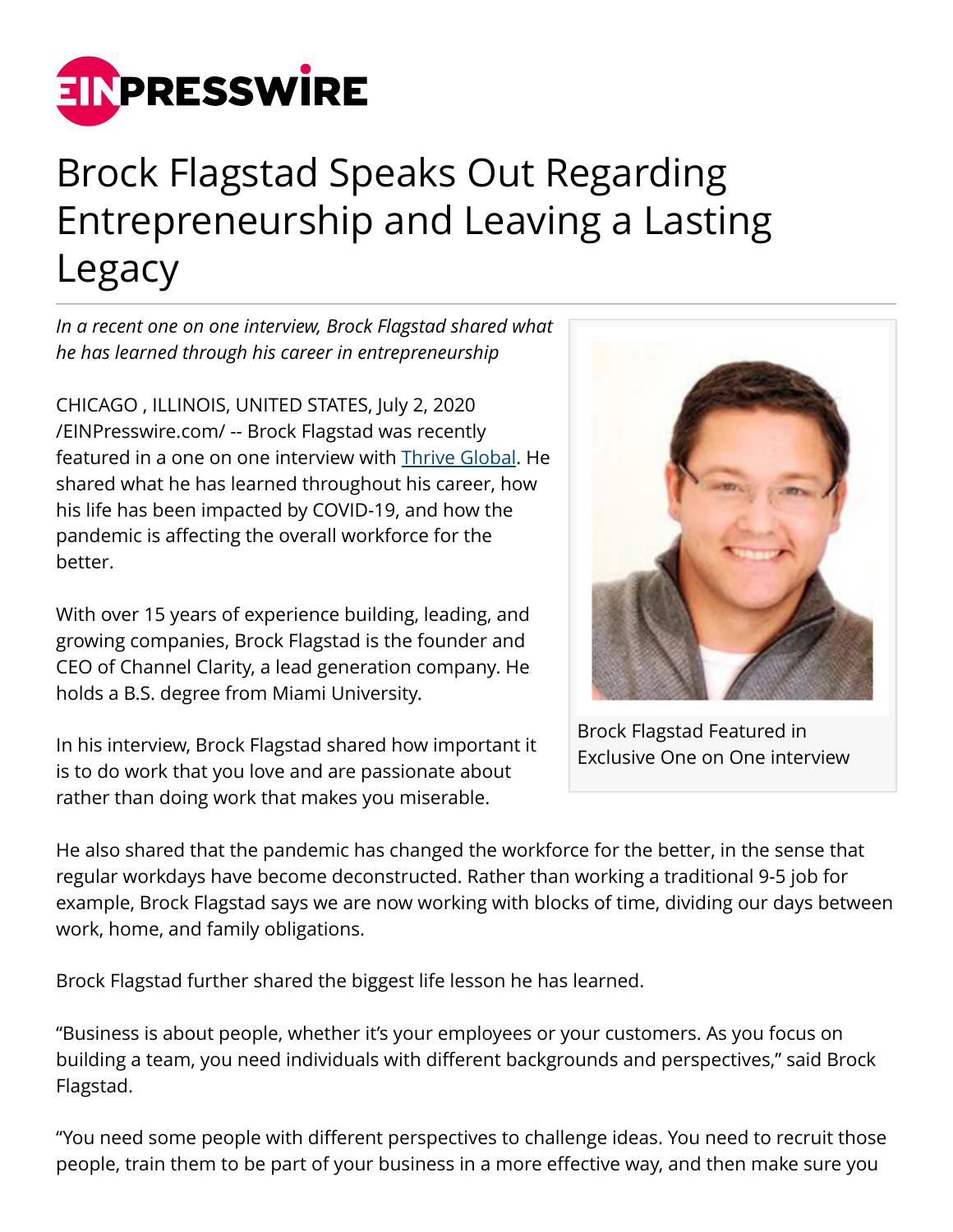# Brock Flagstad Speaks Out Regarding Entrepreneurship and Leaving a Lasting Legacy

*In a recent one on one interview, Brock Flagstad shared what he has learned through his career in entrepreneurship*

CHICAGO , ILLINOIS, UNITED STATES, July 2, 2020 /EINPresswire.com/ -- Brock Flagstad was recently featured in a one on one interview with Thrive Global. He shared what he has learned throughout his career, how his life has been impacted by COVID-19, and how the pandemic is affecting the overall workforce for the better.

Brock Flagstad Featured in Exclusive One on One interview

With over 15 years of experience building, leading, and growing companies, Brock Flagstad is the founder and CEO of Channel Clarity, a lead generation company. He holds a B.S. degree from Miami University.

In his interview, Brock Flagstad shared how important it is to do work that you love and are passionate about rather than doing work that makes you miserable.

He also shared that the pandemic has changed the workforce for the better, in the sense that regular workdays have become deconstructed. Rather than working a traditional 9-5 job for example, Brock Flagstad says we are now working with blocks of time, dividing our days between work, home, and family obligations.

Brock Flagstad further shared the biggest life lesson he has learned.

"Business is about people, whether it's your employees or your customers. As you focus on building a team, you need individuals with different backgrounds and perspectives," said Brock Flagstad.

"You need some people with different perspectives to challenge ideas. You need to recruit those people, train them to be part of your business in a more effective way, and then make sure you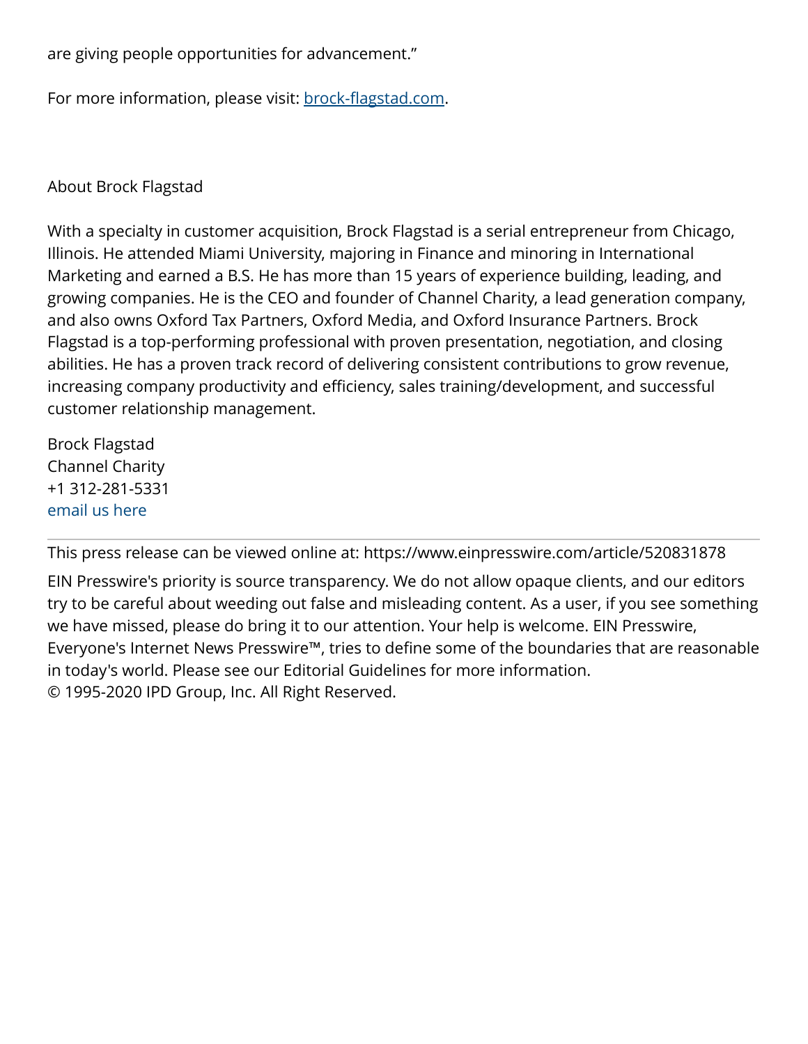are giving people opportunities for advancement."

For more information, please visit: brock-flagstad.com.

About Brock Flagstad

With a specialty in customer acquisition, Brock Flagstad is a serial entrepreneur from Chicago, Illinois. He attended Miami University, majoring in Finance and minoring in International Marketing and earned a B.S. He has more than 15 years of experience building, leading, and growing companies. He is the CEO and founder of Channel Charity, a lead generation company, and also owns Oxford Tax Partners, Oxford Media, and Oxford Insurance Partners. Brock Flagstad is a top-performing professional with proven presentation, negotiation, and closing abilities. He has a proven track record of delivering consistent contributions to grow revenue, increasing company productivity and efficiency, sales training/development, and successful customer relationship management.

Brock Flagstad
Channel Charity
+1 312-281-5331
email us here

---

This press release can be viewed online at: https://www.einpresswire.com/article/520831878

EIN Presswire's priority is source transparency. We do not allow opaque clients, and our editors try to be careful about weeding out false and misleading content. As a user, if you see something we have missed, please do bring it to our attention. Your help is welcome. EIN Presswire, Everyone's Internet News Presswire™, tries to define some of the boundaries that are reasonable in today's world. Please see our Editorial Guidelines for more information.
© 1995-2020 IPD Group, Inc. All Right Reserved.